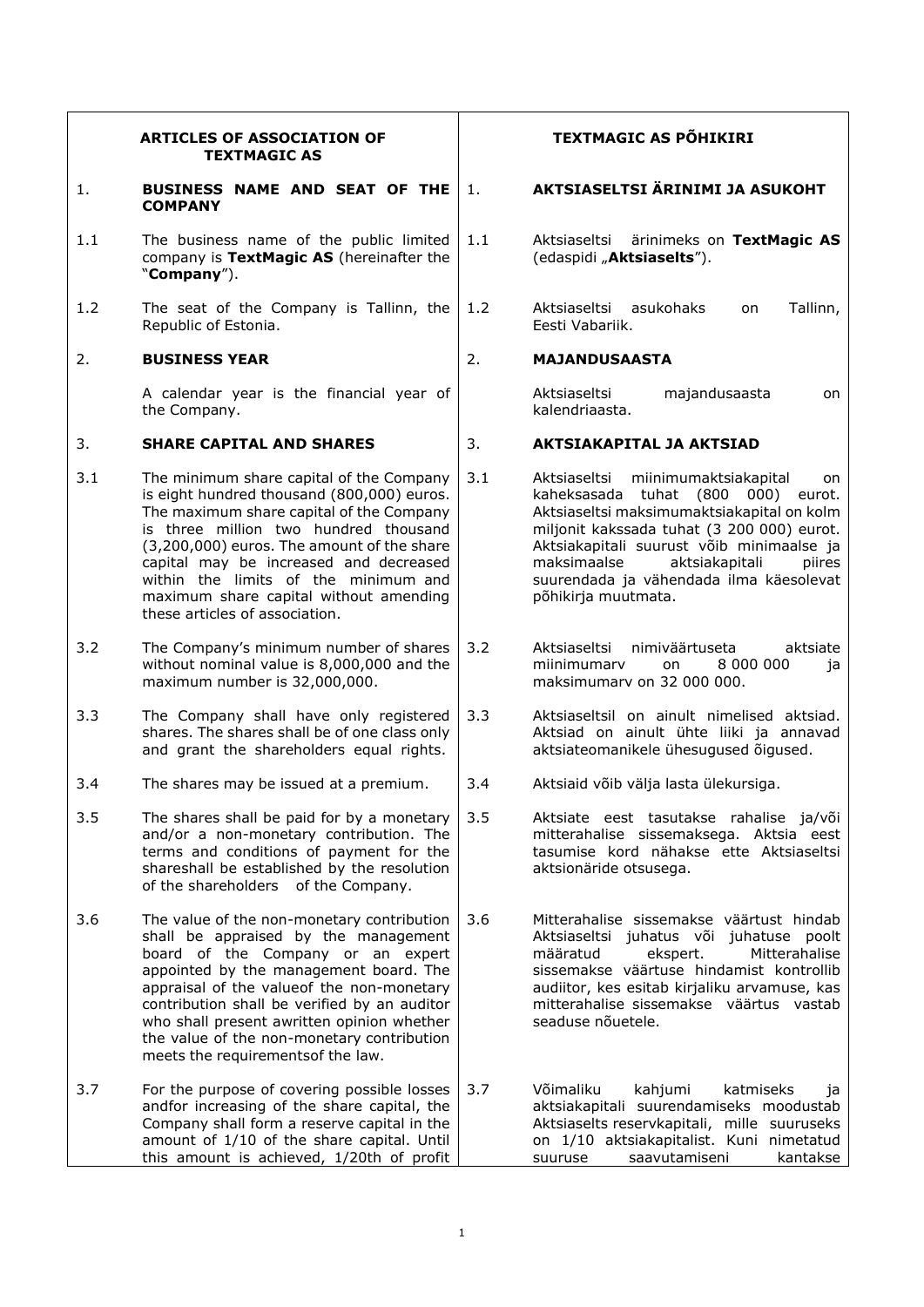| | **ARTICLES OF ASSOCIATION OF TEXTMAGIC AS** | | **TEXTMAGIC AS PÕHIKIRI** |
|---|---|---|---|
| 1. | **BUSINESS NAME AND SEAT OF THE COMPANY** | 1. | **AKTSIASELTSI ÄRINIMI JA ASUKOHT** |
| 1.1 | The business name of the public limited company is **TextMagic AS** (hereinafter the "**Company**"). | 1.1 | Aktsiaseltsi ärinimeks on **TextMagic AS** (edaspidi „**Aktsiaselts**"). |
| 1.2 | The seat of the Company is Tallinn, the Republic of Estonia. | 1.2 | Aktsiaseltsi asukohaks on Tallinn, Eesti Vabariik. |
| 2. | **BUSINESS YEAR** | 2. | **MAJANDUSAASTA** |
| | A calendar year is the financial year of the Company. | | Aktsiaseltsi majandusaasta on kalendriaasta. |
| 3. | **SHARE CAPITAL AND SHARES** | 3. | **AKTSIAKAPITAL JA AKTSIAD** |
| 3.1 | The minimum share capital of the Company is eight hundred thousand (800,000) euros. The maximum share capital of the Company is three million two hundred thousand (3,200,000) euros. The amount of the share capital may be increased and decreased within the limits of the minimum and maximum share capital without amending these articles of association. | 3.1 | Aktsiaseltsi miinimumaktsiakapital on kaheksasada tuhat (800 000) eurot. Aktsiaseltsi maksimumaktsiakapital on kolm miljonit kakssada tuhat (3 200 000) eurot. Aktsiakapitali suurust võib minimaalse ja maksimaalse aktsiakapitali piires suurendada ja vähendada ilma käesolevat põhikirja muutmata. |
| 3.2 | The Company's minimum number of shares without nominal value is 8,000,000 and the maximum number is 32,000,000. | 3.2 | Aktsiaseltsi nimiväärtuseta aktsiate miinimumarv on 8 000 000 ja maksimumarv on 32 000 000. |
| 3.3 | The Company shall have only registered shares. The shares shall be of one class only and grant the shareholders equal rights. | 3.3 | Aktsiaseltsil on ainult nimelised aktsiad. Aktsiad on ainult ühte liiki ja annavad aktsiateomanikele ühesugused õigused. |
| 3.4 | The shares may be issued at a premium. | 3.4 | Aktsiaid võib välja lasta ülekursiga. |
| 3.5 | The shares shall be paid for by a monetary and/or a non-monetary contribution. The terms and conditions of payment for the shareshall be established by the resolution of the shareholders of the Company. | 3.5 | Aktsiate eest tasutakse rahalise ja/või mitterahalise sissemaksega. Aktsia eest tasumise kord nähakse ette Aktsiaseltsi aktsionäride otsusega. |
| 3.6 | The value of the non-monetary contribution shall be appraised by the management board of the Company or an expert appointed by the management board. The appraisal of the valueof the non-monetary contribution shall be verified by an auditor who shall present awritten opinion whether the value of the non-monetary contribution meets the requirementsof the law. | 3.6 | Mitterahalise sissemakse väärtust hindab Aktsiaseltsi juhatus või juhatuse poolt määratud ekspert. Mitterahalise sissemakse väärtuse hindamist kontrollib audiitor, kes esitab kirjaliku arvamuse, kas mitterahalise sissemakse väärtus vastab seaduse nõuetele. |
| 3.7 | For the purpose of covering possible losses andfor increasing of the share capital, the Company shall form a reserve capital in the amount of 1/10 of the share capital. Until this amount is achieved, 1/20th of profit | 3.7 | Võimaliku kahjumi katmiseks ja aktsiakapitali suurendamiseks moodustab Aktsiaselts reservkapitali, mille suuruseks on 1/10 aktsiakapitalist. Kuni nimetatud suuruse saavutamiseni kantakse |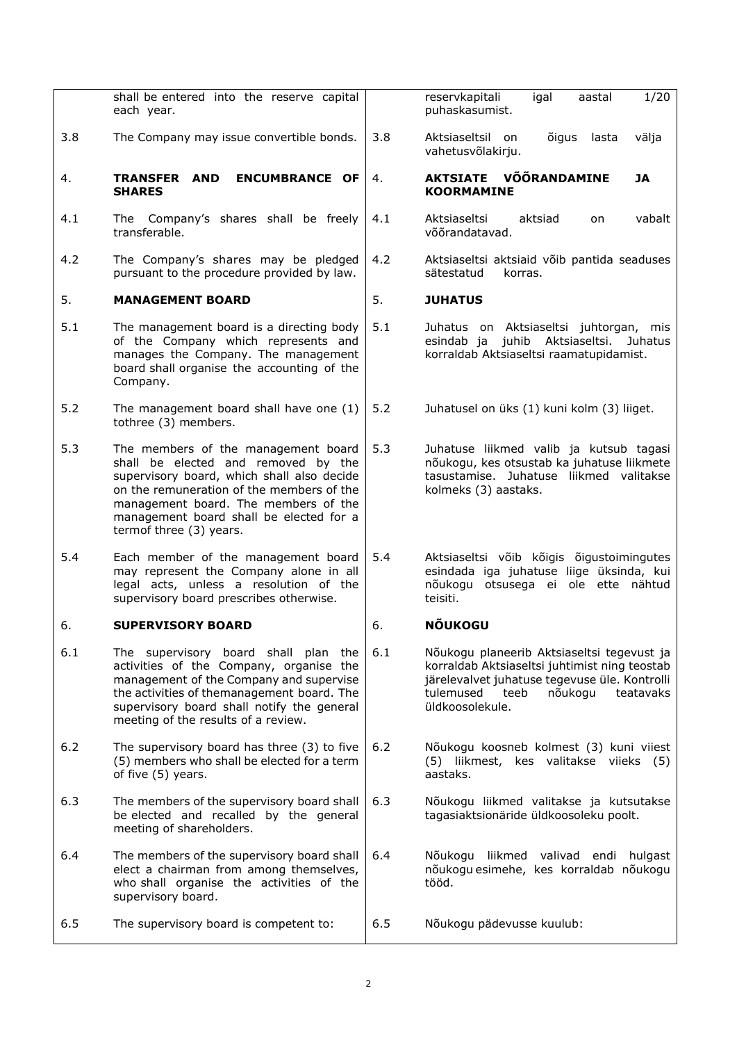| | | | |
|---|---|---|---|
| | shall be entered into the reserve capital each year. | | reservkapitali igal aastal 1/20 puhaskasumist. |
| 3.8 | The Company may issue convertible bonds. | 3.8 | Aktsiaseltsil on õigus lasta välja vahetusvõlakirju. |
| 4. | **TRANSFER AND ENCUMBRANCE OF SHARES** | 4. | **AKTSIATE VÕÕRANDAMINE JA KOORMAMINE** |
| 4.1 | The Company's shares shall be freely transferable. | 4.1 | Aktsiaseltsi aktsiad on vabalt võõrandatavad. |
| 4.2 | The Company's shares may be pledged pursuant to the procedure provided by law. | 4.2 | Aktsiaseltsi aktsiaid võib pantida seaduses sätestatud korras. |
| 5. | **MANAGEMENT BOARD** | 5. | **JUHATUS** |
| 5.1 | The management board is a directing body of the Company which represents and manages the Company. The management board shall organise the accounting of the Company. | 5.1 | Juhatus on Aktsiaseltsi juhtorgan, mis esindab ja juhib Aktsiaseltsi. Juhatus korraldab Aktsiaseltsi raamatupidamist. |
| 5.2 | The management board shall have one (1) tothree (3) members. | 5.2 | Juhatusel on üks (1) kuni kolm (3) liiget. |
| 5.3 | The members of the management board shall be elected and removed by the supervisory board, which shall also decide on the remuneration of the members of the management board. The members of the management board shall be elected for a termof three (3) years. | 5.3 | Juhatuse liikmed valib ja kutsub tagasi nõukogu, kes otsustab ka juhatuse liikmete tasustamise. Juhatuse liikmed valitakse kolmeks (3) aastaks. |
| 5.4 | Each member of the management board may represent the Company alone in all legal acts, unless a resolution of the supervisory board prescribes otherwise. | 5.4 | Aktsiaseltsi võib kõigis õigustoimingutes esindada iga juhatuse liige üksinda, kui nõukogu otsusega ei ole ette nähtud teisiti. |
| 6. | **SUPERVISORY BOARD** | 6. | **NÕUKOGU** |
| 6.1 | The supervisory board shall plan the activities of the Company, organise the management of the Company and supervise the activities of themanagement board. The supervisory board shall notify the general meeting of the results of a review. | 6.1 | Nõukogu planeerib Aktsiaseltsi tegevust ja korraldab Aktsiaseltsi juhtimist ning teostab järelevalvet juhatuse tegevuse üle. Kontrolli tulemused teeb nõukogu teatavaks üldkoosolekule. |
| 6.2 | The supervisory board has three (3) to five (5) members who shall be elected for a term of five (5) years. | 6.2 | Nõukogu koosneb kolmest (3) kuni viiest (5) liikmest, kes valitakse viieks (5) aastaks. |
| 6.3 | The members of the supervisory board shall be elected and recalled by the general meeting of shareholders. | 6.3 | Nõukogu liikmed valitakse ja kutsutakse tagasiaktsionäride üldkoosoleku poolt. |
| 6.4 | The members of the supervisory board shall elect a chairman from among themselves, who shall organise the activities of the supervisory board. | 6.4 | Nõukogu liikmed valivad endi hulgast nõukogu esimehe, kes korraldab nõukogu tööd. |
| 6.5 | The supervisory board is competent to: | 6.5 | Nõukogu pädevusse kuulub: |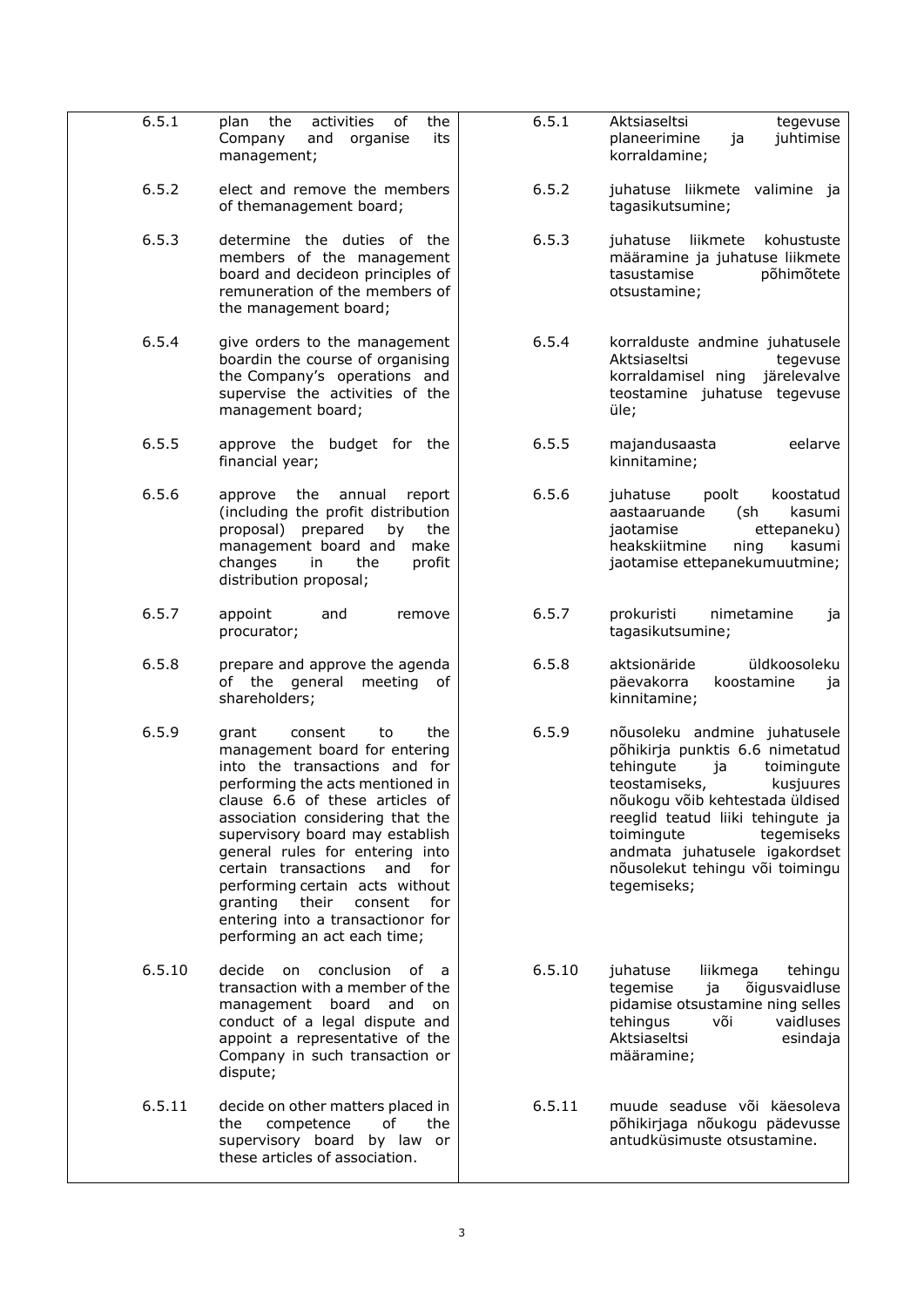| | | | |
|---|---|---|---|
| 6.5.1 | plan the activities of the Company and organise its management; | 6.5.1 | Aktsiaseltsi tegevuse planeerimine ja juhtimise korraldamine; |
| 6.5.2 | elect and remove the members of themanagement board; | 6.5.2 | juhatuse liikmete valimine ja tagasikutsumine; |
| 6.5.3 | determine the duties of the members of the management board and decideon principles of remuneration of the members of the management board; | 6.5.3 | juhatuse liikmete kohustuste määramine ja juhatuse liikmete tasustamise põhimõtete otsustamine; |
| 6.5.4 | give orders to the management boardin the course of organising the Company's operations and supervise the activities of the management board; | 6.5.4 | korralduste andmine juhatusele Aktsiaseltsi tegevuse korraldamisel ning järelevalve teostamine juhatuse tegevuse üle; |
| 6.5.5 | approve the budget for the financial year; | 6.5.5 | majandusaasta eelarve kinnitamine; |
| 6.5.6 | approve the annual report (including the profit distribution proposal) prepared by the management board and make changes in the profit distribution proposal; | 6.5.6 | juhatuse poolt koostatud aastaaruande (sh kasumi jaotamise ettepaneku) heakskiitmine ning kasumi jaotamise ettepanekumuutmine; |
| 6.5.7 | appoint and remove procurator; | 6.5.7 | prokuristi nimetamine ja tagasikutsumine; |
| 6.5.8 | prepare and approve the agenda of the general meeting of shareholders; | 6.5.8 | aktsionäride üldkoosoleku päevakorra koostamine ja kinnitamine; |
| 6.5.9 | grant consent to the management board for entering into the transactions and for performing the acts mentioned in clause 6.6 of these articles of association considering that the supervisory board may establish general rules for entering into certain transactions and for performing certain acts without granting their consent for entering into a transactionor for performing an act each time; | 6.5.9 | nõusoleku andmine juhatusele põhikirja punktis 6.6 nimetatud tehingute ja toimingute teostamiseks, kusjuures nõukogu võib kehtestada üldised reeglid teatud liiki tehingute ja toimingute tegemiseks andmata juhatusele igakordset nõusolekut tehingu või toimingu tegemiseks; |
| 6.5.10 | decide on conclusion of a transaction with a member of the management board and on conduct of a legal dispute and appoint a representative of the Company in such transaction or dispute; | 6.5.10 | juhatuse liikmega tehingu tegemise ja õigusvaidluse pidamise otsustamine ning selles tehingus või vaidluses Aktsiaseltsi esindaja määramine; |
| 6.5.11 | decide on other matters placed in the competence of the supervisory board by law or these articles of association. | 6.5.11 | muude seaduse või käesoleva põhikirjaga nõukogu pädevusse antudküsimuste otsustamine. |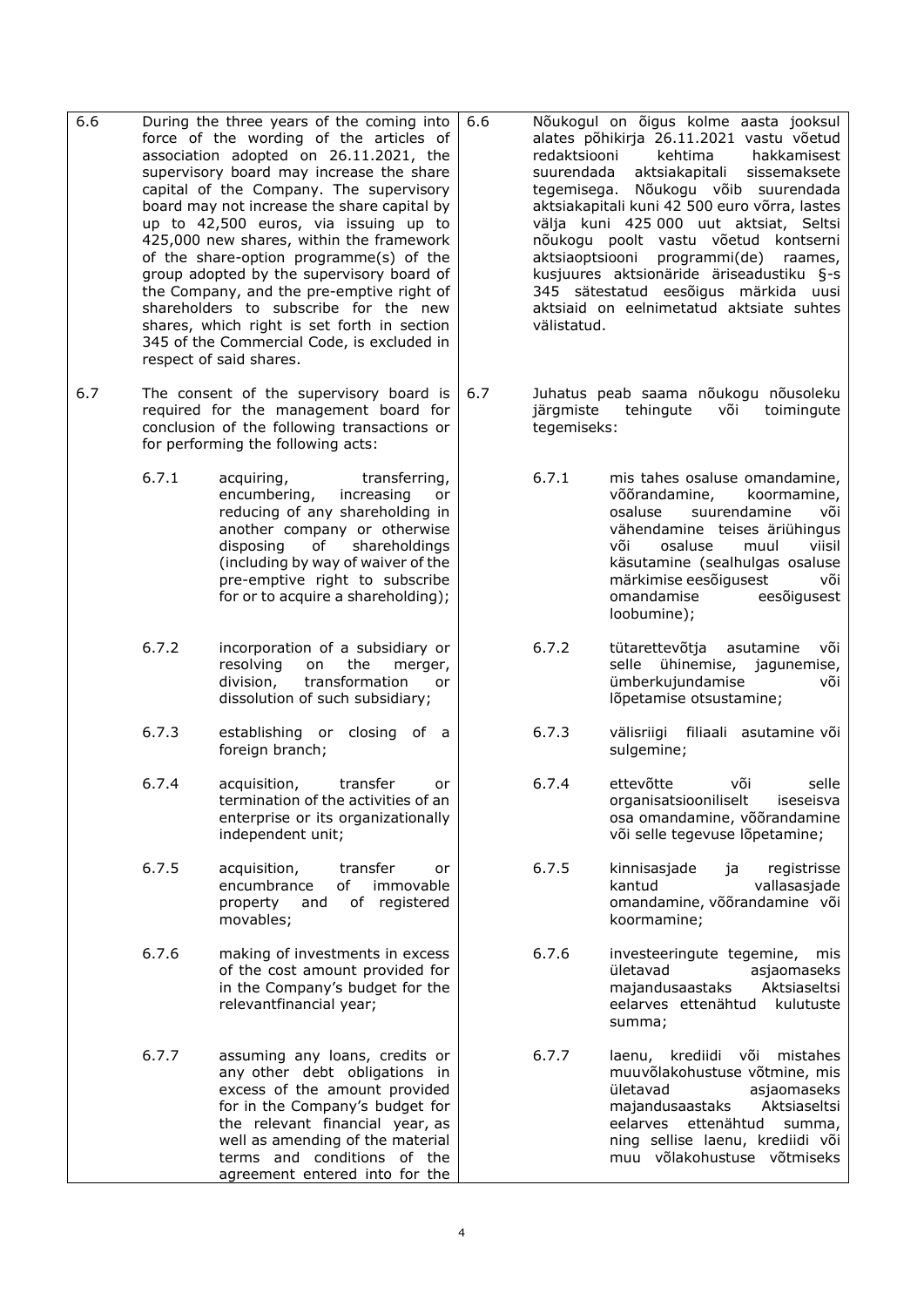| | | | |
|---|---|---|---|
| 6.6 | During the three years of the coming into force of the wording of the articles of association adopted on 26.11.2021, the supervisory board may increase the share capital of the Company. The supervisory board may not increase the share capital by up to 42,500 euros, via issuing up to 425,000 new shares, within the framework of the share-option programme(s) of the group adopted by the supervisory board of the Company, and the pre-emptive right of shareholders to subscribe for the new shares, which right is set forth in section 345 of the Commercial Code, is excluded in respect of said shares. | 6.6 | Nõukogul on õigus kolme aasta jooksul alates põhikirja 26.11.2021 vastu võetud redaktsiooni kehtima hakkamisest suurendada aktsiakapitali sissemaksete tegemisega. Nõukogu võib suurendada aktsiakapitali kuni 42 500 euro võrra, lastes välja kuni 425 000 uut aktsiat, Seltsi nõukogu poolt vastu võetud kontserni aktsiaoptsiooni programmi(de) raames, kusjuures aktsionäride äriseadustiku §-s 345 sätestatud eesõigus märkida uusi aktsiaid on eelnimetatud aktsiate suhtes välistatud. |
| 6.7 | The consent of the supervisory board is required for the management board for conclusion of the following transactions or for performing the following acts: | 6.7 | Juhatus peab saama nõukogu nõusoleku järgmiste tehingute või toimingute tegemiseks: |
| 6.7.1 | acquiring, transferring, encumbering, increasing or reducing of any shareholding in another company or otherwise disposing of shareholdings (including by way of waiver of the pre-emptive right to subscribe for or to acquire a shareholding); | 6.7.1 | mis tahes osaluse omandamine, võõrandamine, koormamine, osaluse suurendamine või vähendamine teises äriühingus või osaluse muul viisil käsutamine (sealhulgas osaluse märkimise eesõigusest või omandamise eesõigusest loobumine); |
| 6.7.2 | incorporation of a subsidiary or resolving on the merger, division, transformation or dissolution of such subsidiary; | 6.7.2 | tütarettevõtja asutamine või selle ühinemise, jagunemise, ümberkujundamise või lõpetamise otsustamine; |
| 6.7.3 | establishing or closing of a foreign branch; | 6.7.3 | välisriigi filiaali asutamine või sulgemine; |
| 6.7.4 | acquisition, transfer or termination of the activities of an enterprise or its organizationally independent unit; | 6.7.4 | ettevõtte või selle organisatsiooniliselt iseseisva osa omandamine, võõrandamine või selle tegevuse lõpetamine; |
| 6.7.5 | acquisition, transfer or encumbrance of immovable property and of registered movables; | 6.7.5 | kinnisasjade ja registrisse kantud vallasasjade omandamine, võõrandamine või koormamine; |
| 6.7.6 | making of investments in excess of the cost amount provided for in the Company's budget for the relevantfinancial year; | 6.7.6 | investeeringute tegemine, mis ületavad asjaomaseks majandusaastaks Aktsiaseltsi eelarves ettenähtud kulutuste summa; |
| 6.7.7 | assuming any loans, credits or any other debt obligations in excess of the amount provided for in the Company's budget for the relevant financial year, as well as amending of the material terms and conditions of the agreement entered into for the | 6.7.7 | laenu, krediidi või mistahes muuvõlakohustuse võtmine, mis ületavad asjaomaseks majandusaastaks Aktsiaseltsi eelarves ettenähtud summa, ning sellise laenu, krediidi või muu võlakohustuse võtmiseks |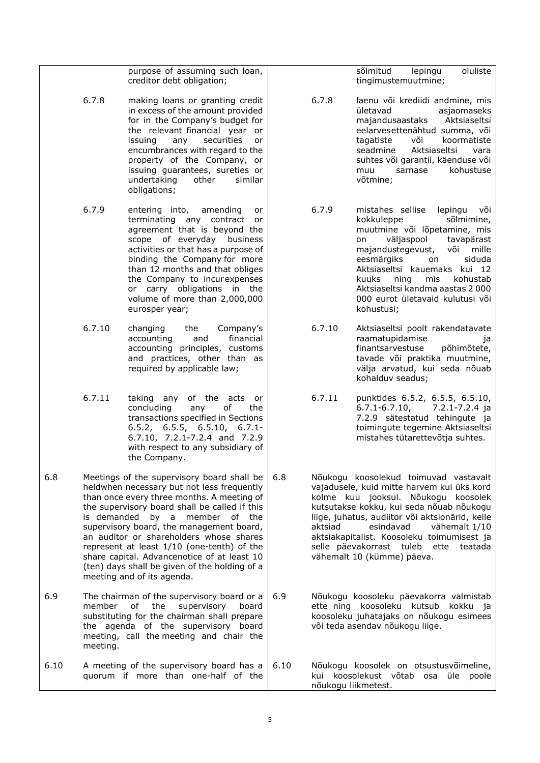| English | Estonian |
|---|---|
| purpose of assuming such loan, creditor debt obligation; | sõlmitud lepingu oluliste tingimustemuutmine; |
| 6.7.8 making loans or granting credit in excess of the amount provided for in the Company's budget for the relevant financial year or issuing any securities or encumbrances with regard to the property of the Company, or issuing guarantees, sureties or undertaking other similar obligations; | 6.7.8 laenu või krediidi andmine, mis ületavad asjaomaseks majandusaastaks Aktsiaseltsi eelarvesettenähtud summa, või tagatiste või koormatiste seadmine Aktsiaseltsi vara suhtes või garantii, käenduse või muu sarnase kohustuse võtmine; |
| 6.7.9 entering into, amending or terminating any contract or agreement that is beyond the scope of everyday business activities or that has a purpose of binding the Company for more than 12 months and that obliges the Company to incurexpenses or carry obligations in the volume of more than 2,000,000 eurosper year; | 6.7.9 mistahes sellise lepingu või kokkuleppe sõlmimine, muutmine või lõpetamine, mis on väljaspool tavapärast majandustegevust, või mille eesmärgiks on siduda Aktsiaseltsi kauemaks kui 12 kuuks ning mis kohustab Aktsiaseltsi kandma aastas 2 000 000 eurot ületavaid kulutusi või kohustusi; |
| 6.7.10 changing the Company's accounting and financial accounting principles, customs and practices, other than as required by applicable law; | 6.7.10 Aktsiaseltsi poolt rakendatavate raamatupidamise ja finantsarvestuse põhimõtete, tavade või praktika muutmine, välja arvatud, kui seda nõuab kohalduv seadus; |
| 6.7.11 taking any of the acts or concluding any of the transactions specified in Sections 6.5.2, 6.5.5, 6.5.10, 6.7.1-6.7.10, 7.2.1-7.2.4 and 7.2.9 with respect to any subsidiary of the Company. | 6.7.11 punktides 6.5.2, 6.5.5, 6.5.10, 6.7.1-6.7.10, 7.2.1-7.2.4 ja 7.2.9 sätestatud tehingute ja toimingute tegemine Aktsiaseltsi mistahes tütarettevõtja suhtes. |
| 6.8 Meetings of the supervisory board shall be heldwhen necessary but not less frequently than once every three months. A meeting of the supervisory board shall be called if this is demanded by a member of the supervisory board, the management board, an auditor or shareholders whose shares represent at least 1/10 (one-tenth) of the share capital. Advancenotice of at least 10 (ten) days shall be given of the holding of a meeting and of its agenda. | 6.8 Nõukogu koosolekud toimuvad vastavalt vajadusele, kuid mitte harvem kui üks kord kolme kuu jooksul. Nõukogu koosolek kutsutakse kokku, kui seda nõuab nõukogu liige, juhatus, audiitor või aktsionärid, kelle aktsiad esindavad vähemalt 1/10 aktsiakapitalist. Koosoleku toimumisest ja selle päevakorrast tuleb ette teatada vähemalt 10 (kümme) päeva. |
| 6.9 The chairman of the supervisory board or a member of the supervisory board substituting for the chairman shall prepare the agenda of the supervisory board meeting, call the meeting and chair the meeting. | 6.9 Nõukogu koosoleku päevakorra valmistab ette ning koosoleku kutsub kokku ja koosoleku juhatajaks on nõukogu esimees või teda asendav nõukogu liige. |
| 6.10 A meeting of the supervisory board has a quorum if more than one-half of the | 6.10 Nõukogu koosolek on otsustusvõimeline, kui koosolekust võtab osa üle poole nõukogu liikmetest. |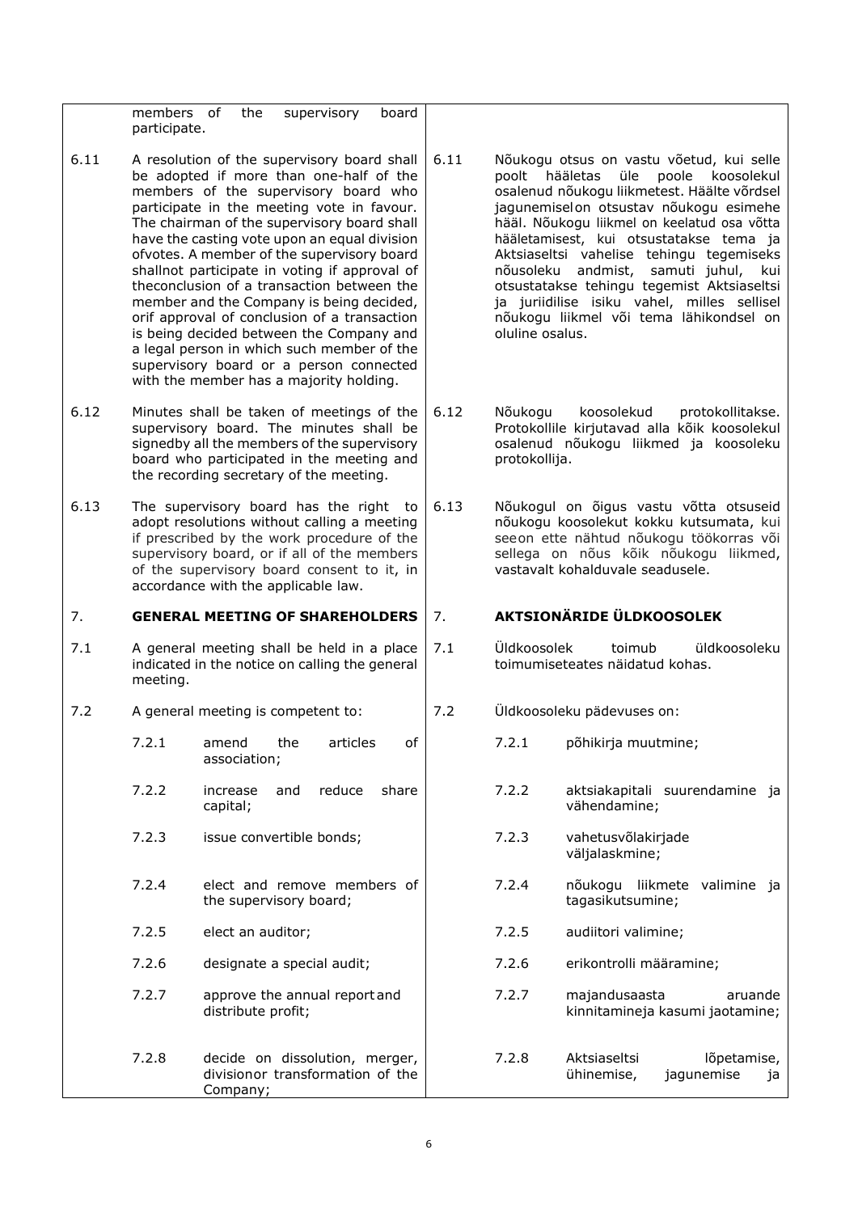| | | | |
|---|---|---|---|
| | members of the supervisory board participate. | | |
| 6.11 | A resolution of the supervisory board shall be adopted if more than one-half of the members of the supervisory board who participate in the meeting vote in favour. The chairman of the supervisory board shall have the casting vote upon an equal division ofvotes. A member of the supervisory board shallnot participate in voting if approval of theconclusion of a transaction between the member and the Company is being decided, orif approval of conclusion of a transaction is being decided between the Company and a legal person in which such member of the supervisory board or a person connected with the member has a majority holding. | 6.11 | Nõukogu otsus on vastu võetud, kui selle poolt hääletas üle poole koosolekul osalenud nõukogu liikmetest. Häälte võrdsel jagunemiselon otsustav nõukogu esimehe hääl. Nõukogu liikmel on keelatud osa võtta hääletamisest, kui otsustatakse tema ja Aktsiaseltsi vahelise tehingu tegemiseks nõusoleku andmist, samuti juhul, kui otsustatakse tehingu tegemist Aktsiaseltsi ja juriidilise isiku vahel, milles sellisel nõukogu liikmel või tema lähikondsel on oluline osalus. |
| 6.12 | Minutes shall be taken of meetings of the supervisory board. The minutes shall be signedby all the members of the supervisory board who participated in the meeting and the recording secretary of the meeting. | 6.12 | Nõukogu koosolekud protokollitakse. Protokollile kirjutavad alla kõik koosolekul osalenud nõukogu liikmed ja koosoleku protokollija. |
| 6.13 | The supervisory board has the right to adopt resolutions without calling a meeting if prescribed by the work procedure of the supervisory board, or if all of the members of the supervisory board consent to it, in accordance with the applicable law. | 6.13 | Nõukogul on õigus vastu võtta otsuseid nõukogu koosolekut kokku kutsumata, kui seeon ette nähtud nõukogu töökorras või sellega on nõus kõik nõukogu liikmed, vastavalt kohalduvale seadusele. |
| 7. | **GENERAL MEETING OF SHAREHOLDERS** | 7. | **AKTSIONÄRIDE ÜLDKOOSOLEK** |
| 7.1 | A general meeting shall be held in a place indicated in the notice on calling the general meeting. | 7.1 | Üldkoosolek toimub üldkoosoleku toimumiseteates näidatud kohas. |
| 7.2 | A general meeting is competent to: | 7.2 | Üldkoosoleku pädevuses on: |
| | 7.2.1 amend the articles of association; | | 7.2.1 põhikirja muutmine; |
| | 7.2.2 increase and reduce share capital; | | 7.2.2 aktsiakapitali suurendamine ja vähendamine; |
| | 7.2.3 issue convertible bonds; | | 7.2.3 vahetusvõlakirjade väljalaskmine; |
| | 7.2.4 elect and remove members of the supervisory board; | | 7.2.4 nõukogu liikmete valimine ja tagasikutsumine; |
| | 7.2.5 elect an auditor; | | 7.2.5 audiitori valimine; |
| | 7.2.6 designate a special audit; | | 7.2.6 erikontrolli määramine; |
| | 7.2.7 approve the annual report and distribute profit; | | 7.2.7 majandusaasta aruande kinnitamineja kasumi jaotamine; |
| | 7.2.8 decide on dissolution, merger, divisionor transformation of the Company; | | 7.2.8 Aktsiaseltsi lõpetamise, ühinemise, jagunemise ja |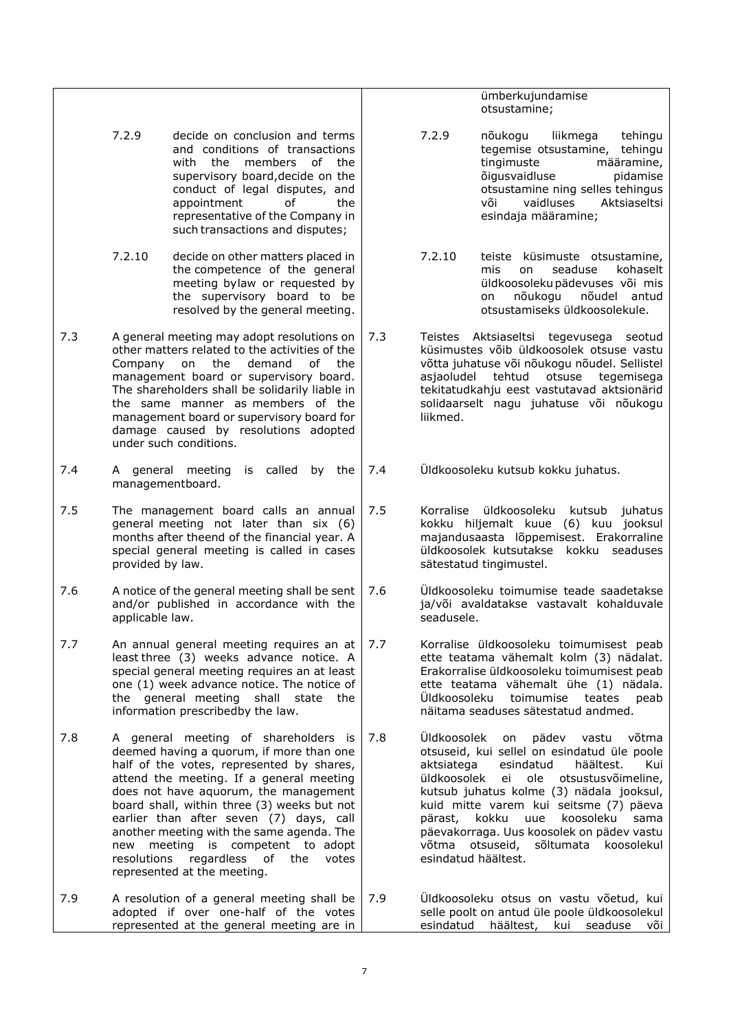| | | | | | |
|---|---|---|---|---|---|
| | | | | | ümberkujundamise otsustamine; |
| | 7.2.9 | decide on conclusion and terms and conditions of transactions with the members of the supervisory board,decide on the conduct of legal disputes, and appointment of the representative of the Company in such transactions and disputes; | | 7.2.9 | nõukogu liikmega tehingu tegemise otsustamine, tehingu tingimuste määramine, õigusvaidluse pidamise otsustamine ning selles tehingus või vaidluses Aktsiaseltsi esindaja määramine; |
| | 7.2.10 | decide on other matters placed in the competence of the general meeting bylaw or requested by the supervisory board to be resolved by the general meeting. | | 7.2.10 | teiste küsimuste otsustamine, mis on seaduse kohaselt üldkoosoleku pädevuses või mis on nõukogu nõudel antud otsustamiseks üldkoosolekule. |
| 7.3 | A general meeting may adopt resolutions on other matters related to the activities of the Company on the demand of the management board or supervisory board. The shareholders shall be solidarily liable in the same manner as members of the management board or supervisory board for damage caused by resolutions adopted under such conditions. | | 7.3 | Teistes Aktsiaseltsi tegevusega seotud küsimustes võib üldkoosolek otsuse vastu võtta juhatuse või nõukogu nõudel. Sellistel asjaoludel tehtud otsuse tegemisega tekitatudkahju eest vastutavad aktsionärid solidaarselt nagu juhatuse või nõukogu liikmed. | |
| 7.4 | A general meeting is called by the managementboard. | | 7.4 | Üldkoosoleku kutsub kokku juhatus. | |
| 7.5 | The management board calls an annual general meeting not later than six (6) months after theend of the financial year. A special general meeting is called in cases provided by law. | | 7.5 | Korralise üldkoosoleku kutsub juhatus kokku hiljemalt kuue (6) kuu jooksul majandusaasta lõppemisest. Erakorraline üldkoosolek kutsutakse kokku seaduses sätestatud tingimustel. | |
| 7.6 | A notice of the general meeting shall be sent and/or published in accordance with the applicable law. | | 7.6 | Üldkoosoleku toimumise teade saadetakse ja/või avaldatakse vastavalt kohalduvale seadusele. | |
| 7.7 | An annual general meeting requires an at least three (3) weeks advance notice. A special general meeting requires an at least one (1) week advance notice. The notice of the general meeting shall state the information prescribedby the law. | | 7.7 | Korralise üldkoosoleku toimumisest peab ette teatama vähemalt kolm (3) nädalat. Erakorralise üldkoosoleku toimumisest peab ette teatama vähemalt ühe (1) nädala. Üldkoosoleku toimumise teates peab näitama seaduses sätestatud andmed. | |
| 7.8 | A general meeting of shareholders is deemed having a quorum, if more than one half of the votes, represented by shares, attend the meeting. If a general meeting does not have aquorum, the management board shall, within three (3) weeks but not earlier than after seven (7) days, call another meeting with the same agenda. The new meeting is competent to adopt resolutions regardless of the votes represented at the meeting. | | 7.8 | Üldkoosolek on pädev vastu võtma otsuseid, kui sellel on esindatud üle poole aktsiatega esindatud häältest. Kui üldkoosolek ei ole otsustusvõimeline, kutsub juhatus kolme (3) nädala jooksul, kuid mitte varem kui seitsme (7) päeva pärast, kokku uue koosoleku sama päevakorraga. Uus koosolek on pädev vastu võtma otsuseid, sõltumata koosolekul esindatud häältest. | |
| 7.9 | A resolution of a general meeting shall be adopted if over one-half of the votes represented at the general meeting are in | | 7.9 | Üldkoosoleku otsus on vastu võetud, kui selle poolt on antud üle poole üldkoosolekul esindatud häältest, kui seaduse või | |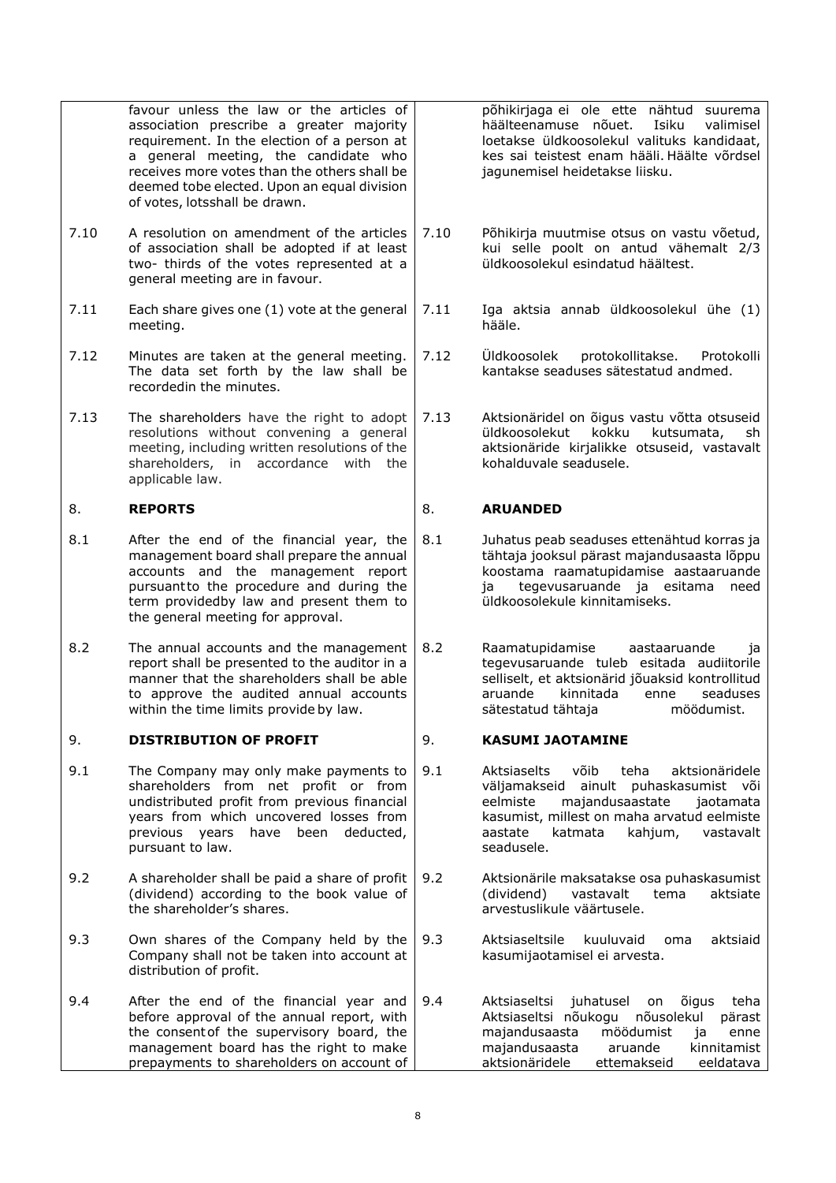| | | | |
|---|---|---|---|
| | favour unless the law or the articles of association prescribe a greater majority requirement. In the election of a person at a general meeting, the candidate who receives more votes than the others shall be deemed tobe elected. Upon an equal division of votes, lotsshall be drawn. | | põhikirjaga ei ole ette nähtud suurema häälteenamuse nõuet. Isiku valimisel loetakse üldkoosolekul valituks kandidaat, kes sai teistest enam hääli. Häälte võrdsel jagunemisel heidetakse liisku. |
| 7.10 | A resolution on amendment of the articles of association shall be adopted if at least two- thirds of the votes represented at a general meeting are in favour. | 7.10 | Põhikirja muutmise otsus on vastu võetud, kui selle poolt on antud vähemalt 2/3 üldkoosolekul esindatud häältest. |
| 7.11 | Each share gives one (1) vote at the general meeting. | 7.11 | Iga aktsia annab üldkoosolekul ühe (1) hääle. |
| 7.12 | Minutes are taken at the general meeting. The data set forth by the law shall be recordedin the minutes. | 7.12 | Üldkoosolek protokollitakse. Protokolli kantakse seaduses sätestatud andmed. |
| 7.13 | The shareholders have the right to adopt resolutions without convening a general meeting, including written resolutions of the shareholders, in accordance with the applicable law. | 7.13 | Aktsionäridel on õigus vastu võtta otsuseid üldkoosolekut kokku kutsumata, sh aktsionäride kirjalikke otsuseid, vastavalt kohalduvale seadusele. |
| 8. | **REPORTS** | 8. | **ARUANDED** |
| 8.1 | After the end of the financial year, the management board shall prepare the annual accounts and the management report pursuantto the procedure and during the term providedby law and present them to the general meeting for approval. | 8.1 | Juhatus peab seaduses ettenähtud korras ja tähtaja jooksul pärast majandusaasta lõppu koostama raamatupidamise aastaaruande ja tegevusaruande ja esitama need üldkoosolekule kinnitamiseks. |
| 8.2 | The annual accounts and the management report shall be presented to the auditor in a manner that the shareholders shall be able to approve the audited annual accounts within the time limits provide by law. | 8.2 | Raamatupidamise aastaaruande ja tegevusaruande tuleb esitada audiitorile selliselt, et aktsionärid jõuaksid kontrollitud aruande kinnitada enne seaduses sätestatud tähtaja möödumist. |
| 9. | **DISTRIBUTION OF PROFIT** | 9. | **KASUMI JAOTAMINE** |
| 9.1 | The Company may only make payments to shareholders from net profit or from undistributed profit from previous financial years from which uncovered losses from previous years have been deducted, pursuant to law. | 9.1 | Aktsiaselts võib teha aktsionäridele väljamakseid ainult puhaskasumist või eelmiste majandusaastate jaotamata kasumist, millest on maha arvatud eelmiste aastate katmata kahjum, vastavalt seadusele. |
| 9.2 | A shareholder shall be paid a share of profit (dividend) according to the book value of the shareholder's shares. | 9.2 | Aktsionärile makstakse osa puhaskasumist (dividend) vastavalt tema aktsiate arvestuslikule väärtusele. |
| 9.3 | Own shares of the Company held by the Company shall not be taken into account at distribution of profit. | 9.3 | Aktsiaseltsile kuuluvaid oma aktsiaid kasumijaotamisel ei arvesta. |
| 9.4 | After the end of the financial year and before approval of the annual report, with the consentof the supervisory board, the management board has the right to make prepayments to shareholders on account of | 9.4 | Aktsiaseltsi juhatusel on õigus teha Aktsiaseltsi nõukogu nõusolekul pärast majandusaasta möödumist ja enne majandusaasta aruande kinnitamist aktsionäridele ettemakseid eeldatava |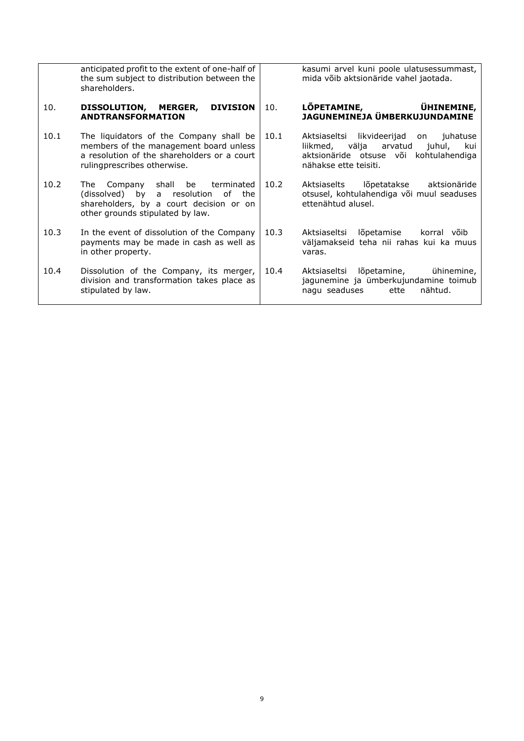| | | | |
|---|---|---|---|
| | anticipated profit to the extent of one-half of the sum subject to distribution between the shareholders. | | kasumi arvel kuni poole ulatusessummast, mida võib aktsionäride vahel jaotada. |
| 10. | **DISSOLUTION, MERGER, DIVISION ANDTRANSFORMATION** | 10. | **LÕPETAMINE, ÜHINEMINE, JAGUNEMINEJA ÜMBERKUJUNDAMINE** |
| 10.1 | The liquidators of the Company shall be members of the management board unless a resolution of the shareholders or a court rulingprescribes otherwise. | 10.1 | Aktsiaseltsi likvideerijad on juhatuse liikmed, välja arvatud juhul, kui aktsionäride otsuse või kohtulahendiga nähakse ette teisiti. |
| 10.2 | The Company shall be terminated (dissolved) by a resolution of the shareholders, by a court decision or on other grounds stipulated by law. | 10.2 | Aktsiaselts lõpetatakse aktsionäride otsusel, kohtulahendiga või muul seaduses ettenähtud alusel. |
| 10.3 | In the event of dissolution of the Company payments may be made in cash as well as in other property. | 10.3 | Aktsiaseltsi lõpetamise korral võib väljamakseid teha nii rahas kui ka muus varas. |
| 10.4 | Dissolution of the Company, its merger, division and transformation takes place as stipulated by law. | 10.4 | Aktsiaseltsi lõpetamine, ühinemine, jagunemine ja ümberkujundamine toimub nagu seaduses ette nähtud. |